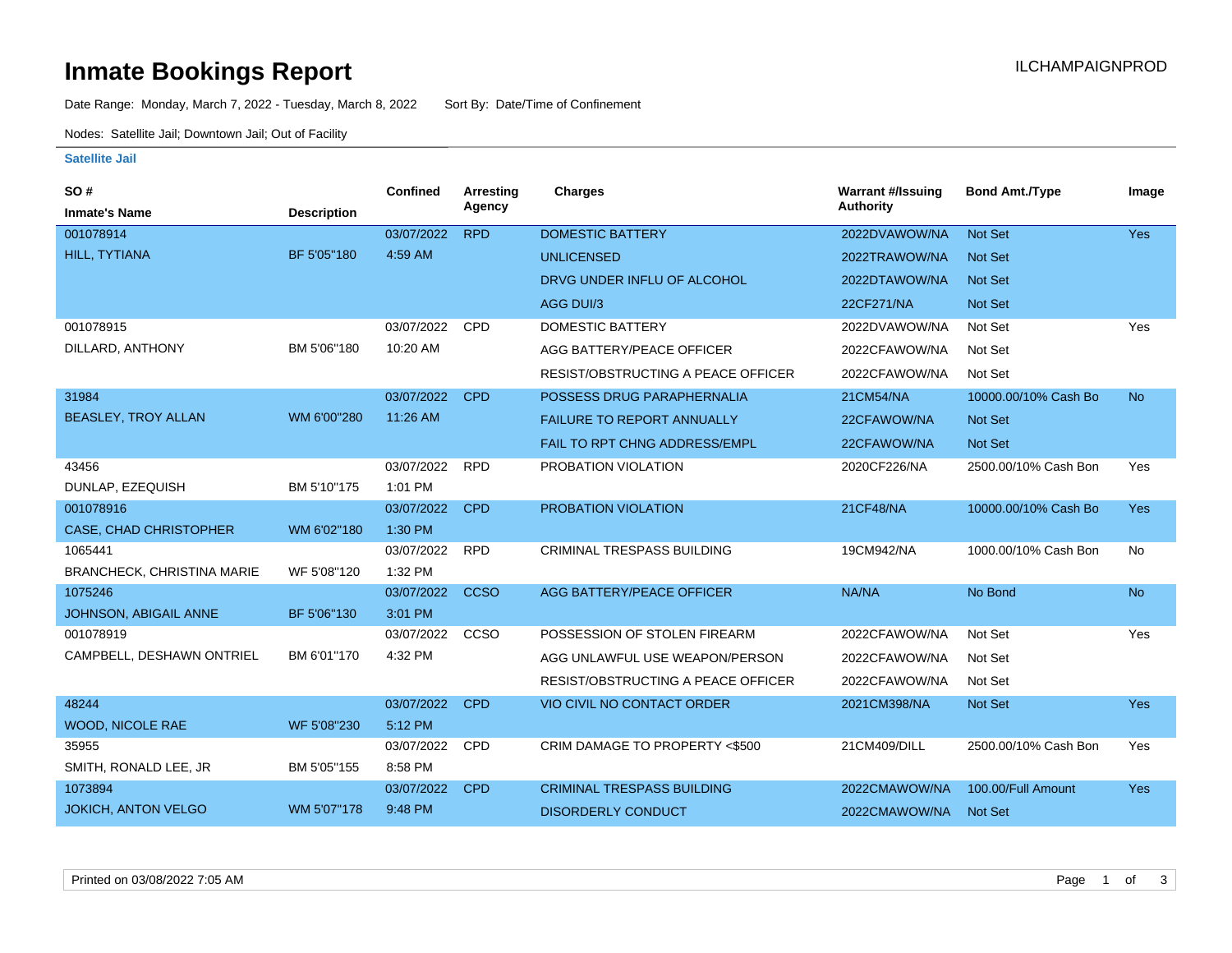# Inmate Bookings Report

ILCHAMPAIGNPROD

Date Range: Monday, March 7, 2022 - Tuesday, March 8, 2022     Sort By: Date/Time of Confinement

Nodes: Satellite Jail; Downtown Jail; Out of Facility

### Satellite Jail

| SO # / Inmate's Name | Description | Confined | Arresting Agency | Charges | Warrant #/Issuing Authority | Bond Amt./Type | Image |
|---|---|---|---|---|---|---|---|
| 001078914 | | 03/07/2022 | RPD | DOMESTIC BATTERY | 2022DVAWOW/NA | Not Set | Yes |
| HILL, TYTIANA | BF 5'05"180 | 4:59 AM | | UNLICENSED | 2022TRAWOW/NA | Not Set | |
| | | | | DRVG UNDER INFLU OF ALCOHOL | 2022DTAWOW/NA | Not Set | |
| | | | | AGG DUI/3 | 22CF271/NA | Not Set | |
| 001078915 | | 03/07/2022 | CPD | DOMESTIC BATTERY | 2022DVAWOW/NA | Not Set | Yes |
| DILLARD, ANTHONY | BM 5'06"180 | 10:20 AM | | AGG BATTERY/PEACE OFFICER | 2022CFAWOW/NA | Not Set | |
| | | | | RESIST/OBSTRUCTING A PEACE OFFICER | 2022CFAWOW/NA | Not Set | |
| 31984 | | 03/07/2022 | CPD | POSSESS DRUG PARAPHERNALIA | 21CM54/NA | 10000.00/10% Cash Bo | No |
| BEASLEY, TROY ALLAN | WM 6'00"280 | 11:26 AM | | FAILURE TO REPORT ANNUALLY | 22CFAWOW/NA | Not Set | |
| | | | | FAIL TO RPT CHNG ADDRESS/EMPL | 22CFAWOW/NA | Not Set | |
| 43456 | | 03/07/2022 | RPD | PROBATION VIOLATION | 2020CF226/NA | 2500.00/10% Cash Bon | Yes |
| DUNLAP, EZEQUISH | BM 5'10"175 | 1:01 PM | | | | | |
| 001078916 | | 03/07/2022 | CPD | PROBATION VIOLATION | 21CF48/NA | 10000.00/10% Cash Bo | Yes |
| CASE, CHAD CHRISTOPHER | WM 6'02"180 | 1:30 PM | | | | | |
| 1065441 | | 03/07/2022 | RPD | CRIMINAL TRESPASS BUILDING | 19CM942/NA | 1000.00/10% Cash Bon | No |
| BRANCHECK, CHRISTINA MARIE | WF 5'08"120 | 1:32 PM | | | | | |
| 1075246 | | 03/07/2022 | CCSO | AGG BATTERY/PEACE OFFICER | NA/NA | No Bond | No |
| JOHNSON, ABIGAIL ANNE | BF 5'06"130 | 3:01 PM | | | | | |
| 001078919 | | 03/07/2022 | CCSO | POSSESSION OF STOLEN FIREARM | 2022CFAWOW/NA | Not Set | Yes |
| CAMPBELL, DESHAWN ONTRIEL | BM 6'01"170 | 4:32 PM | | AGG UNLAWFUL USE WEAPON/PERSON | 2022CFAWOW/NA | Not Set | |
| | | | | RESIST/OBSTRUCTING A PEACE OFFICER | 2022CFAWOW/NA | Not Set | |
| 48244 | | 03/07/2022 | CPD | VIO CIVIL NO CONTACT ORDER | 2021CM398/NA | Not Set | Yes |
| WOOD, NICOLE RAE | WF 5'08"230 | 5:12 PM | | | | | |
| 35955 | | 03/07/2022 | CPD | CRIM DAMAGE TO PROPERTY <$500 | 21CM409/DILL | 2500.00/10% Cash Bon | Yes |
| SMITH, RONALD LEE, JR | BM 5'05"155 | 8:58 PM | | | | | |
| 1073894 | | 03/07/2022 | CPD | CRIMINAL TRESPASS BUILDING | 2022CMAWOW/NA | 100.00/Full Amount | Yes |
| JOKICH, ANTON VELGO | WM 5'07"178 | 9:48 PM | | DISORDERLY CONDUCT | 2022CMAWOW/NA | Not Set | |

Printed on 03/08/2022 7:05 AM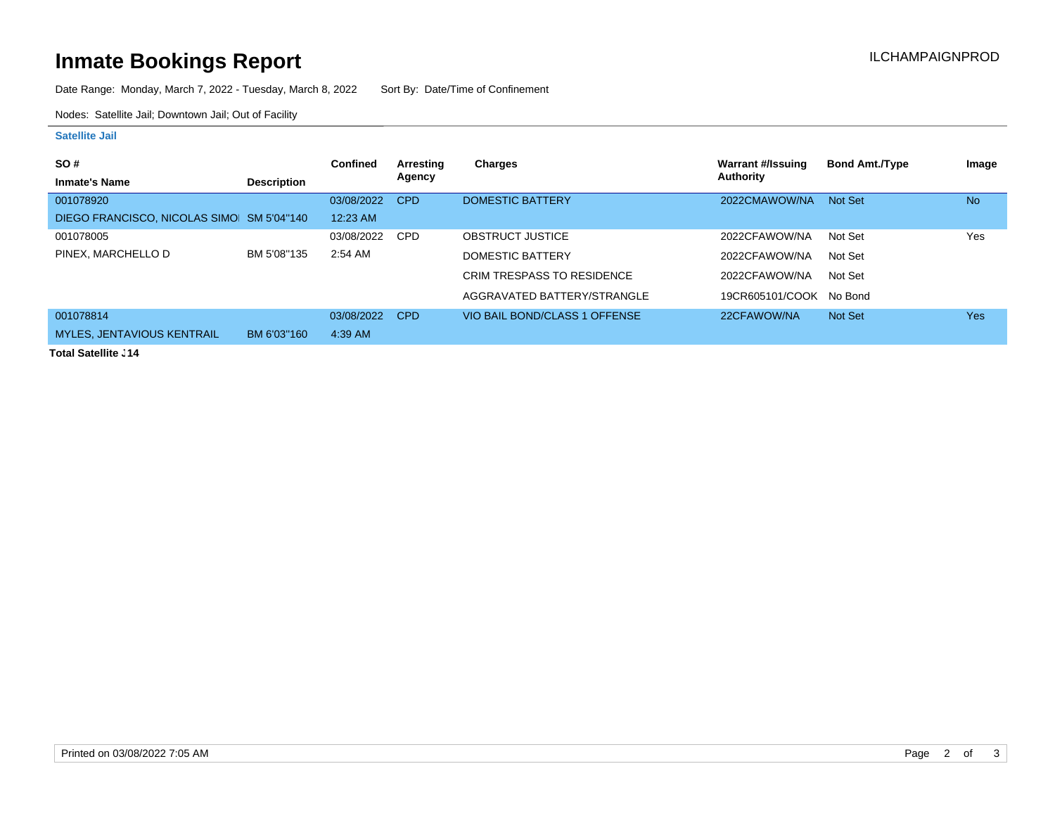# Inmate Bookings Report

ILCHAMPAIGNPROD

Date Range: Monday, March 7, 2022 - Tuesday, March 8, 2022 Sort By: Date/Time of Confinement

Nodes: Satellite Jail; Downtown Jail; Out of Facility

**Satellite Jail**

| SO # / Inmate's Name | Description | Confined | Arresting Agency | Charges | Warrant #/Issuing Authority | Bond Amt./Type | Image |
|---|---|---|---|---|---|---|---|
| 001078920 | | 03/08/2022 | CPD | DOMESTIC BATTERY | 2022CMAWOW/NA | Not Set | No |
| DIEGO FRANCISCO, NICOLAS SIMO | SM 5'04''140 | 12:23 AM | | | | | |
| 001078005 | | 03/08/2022 | CPD | OBSTRUCT JUSTICE | 2022CFAWOW/NA | Not Set | Yes |
| PINEX, MARCHELLO D | BM 5'08''135 | 2:54 AM | | DOMESTIC BATTERY | 2022CFAWOW/NA | Not Set | |
| | | | | CRIM TRESPASS TO RESIDENCE | 2022CFAWOW/NA | Not Set | |
| | | | | AGGRAVATED BATTERY/STRANGLE | 19CR605101/COOK | No Bond | |
| 001078814 | | 03/08/2022 | CPD | VIO BAIL BOND/CLASS 1 OFFENSE | 22CFAWOW/NA | Not Set | Yes |
| MYLES, JENTAVIOUS KENTRAIL | BM 6'03''160 | 4:39 AM | | | | | |

**Total Satellite J 14**

Printed on 03/08/2022 7:05 AM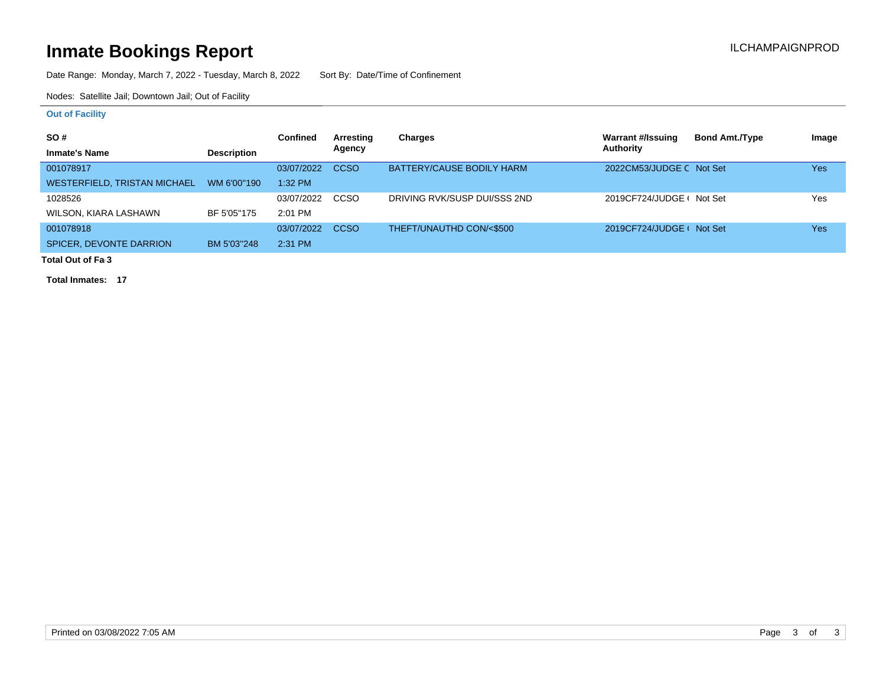# Inmate Bookings Report

ILCHAMPAIGNPROD

Date Range: Monday, March 7, 2022 - Tuesday, March 8, 2022    Sort By: Date/Time of Confinement

Nodes: Satellite Jail; Downtown Jail; Out of Facility

### Out of Facility

| SO # / Inmate's Name | Description | Confined | Arresting Agency | Charges | Warrant #/Issuing Authority | Bond Amt./Type | Image |
|---|---|---|---|---|---|---|---|
| 001078917<br>WESTERFIELD, TRISTAN MICHAEL | WM 6'00"190 | 03/07/2022<br>1:32 PM | CCSO | BATTERY/CAUSE BODILY HARM | 2022CM53/JUDGE C | Not Set | Yes |
| 1028526<br>WILSON, KIARA LASHAWN | BF 5'05"175 | 03/07/2022<br>2:01 PM | CCSO | DRIVING RVK/SUSP DUI/SSS 2ND | 2019CF724/JUDGE ( | Not Set | Yes |
| 001078918<br>SPICER, DEVONTE DARRION | BM 5'03"248 | 03/07/2022<br>2:31 PM | CCSO | THEFT/UNAUTHD CON/<$500 | 2019CF724/JUDGE ( | Not Set | Yes |

**Total Out of Fa 3**

**Total Inmates: 17**

Printed on 03/08/2022 7:05 AM